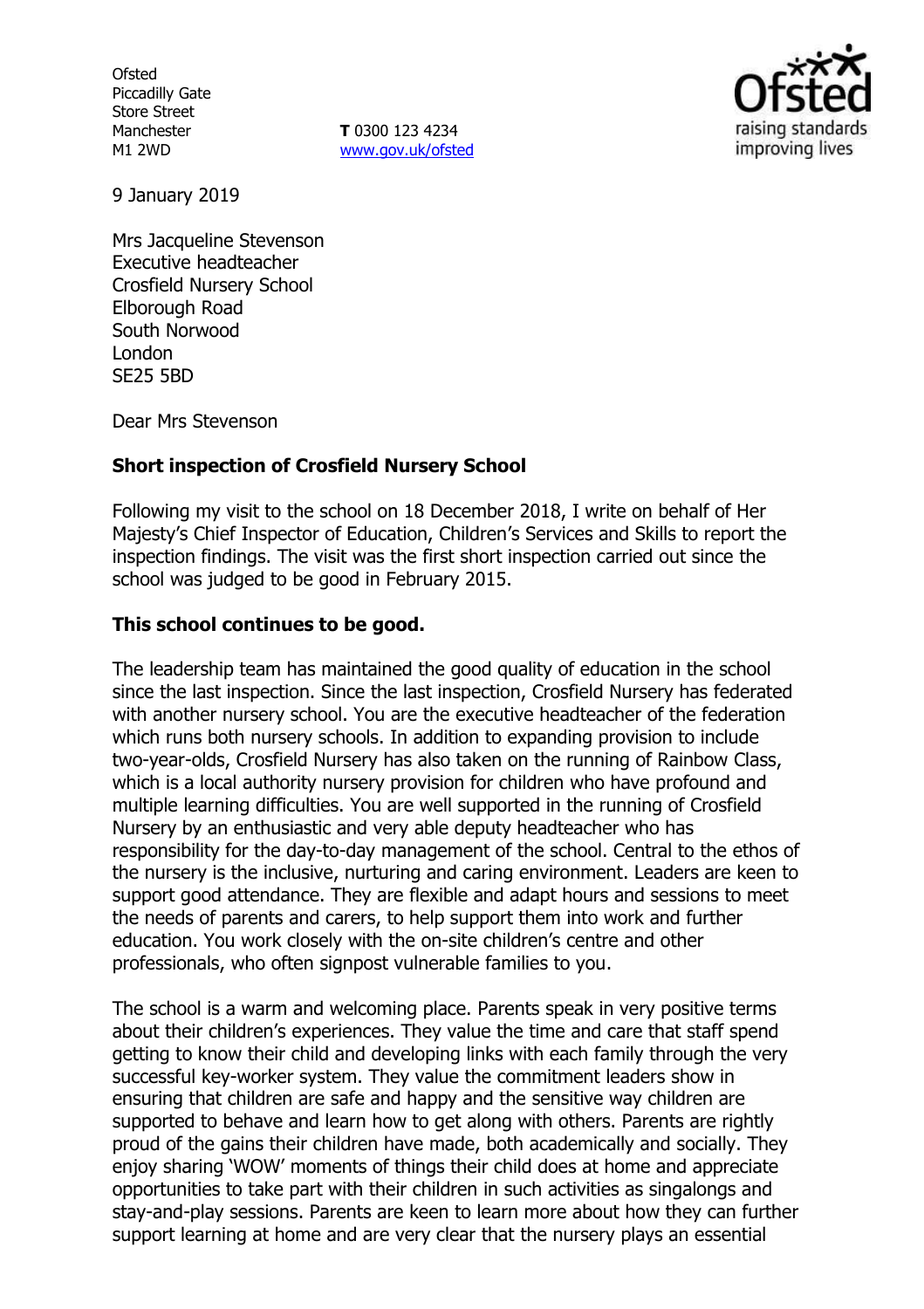Ofsted
Piccadilly Gate
Store Street
Manchester
M1 2WD

**T** 0300 123 4234
www.gov.uk/ofsted

9 January 2019

Mrs Jacqueline Stevenson
Executive headteacher
Crosfield Nursery School
Elborough Road
South Norwood
London
SE25 5BD

Dear Mrs Stevenson

**Short inspection of Crosfield Nursery School**

Following my visit to the school on 18 December 2018, I write on behalf of Her Majesty's Chief Inspector of Education, Children's Services and Skills to report the inspection findings. The visit was the first short inspection carried out since the school was judged to be good in February 2015.

**This school continues to be good.**

The leadership team has maintained the good quality of education in the school since the last inspection. Since the last inspection, Crosfield Nursery has federated with another nursery school. You are the executive headteacher of the federation which runs both nursery schools. In addition to expanding provision to include two-year-olds, Crosfield Nursery has also taken on the running of Rainbow Class, which is a local authority nursery provision for children who have profound and multiple learning difficulties. You are well supported in the running of Crosfield Nursery by an enthusiastic and very able deputy headteacher who has responsibility for the day-to-day management of the school. Central to the ethos of the nursery is the inclusive, nurturing and caring environment. Leaders are keen to support good attendance. They are flexible and adapt hours and sessions to meet the needs of parents and carers, to help support them into work and further education. You work closely with the on-site children's centre and other professionals, who often signpost vulnerable families to you.

The school is a warm and welcoming place. Parents speak in very positive terms about their children's experiences. They value the time and care that staff spend getting to know their child and developing links with each family through the very successful key-worker system. They value the commitment leaders show in ensuring that children are safe and happy and the sensitive way children are supported to behave and learn how to get along with others. Parents are rightly proud of the gains their children have made, both academically and socially. They enjoy sharing 'WOW' moments of things their child does at home and appreciate opportunities to take part with their children in such activities as singalongs and stay-and-play sessions. Parents are keen to learn more about how they can further support learning at home and are very clear that the nursery plays an essential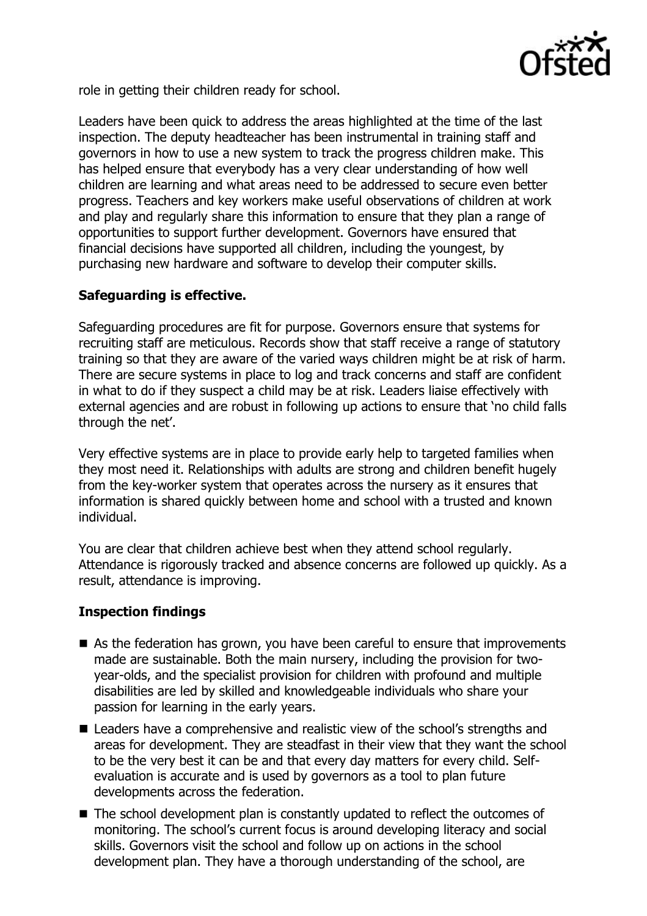role in getting their children ready for school.

Leaders have been quick to address the areas highlighted at the time of the last inspection. The deputy headteacher has been instrumental in training staff and governors in how to use a new system to track the progress children make. This has helped ensure that everybody has a very clear understanding of how well children are learning and what areas need to be addressed to secure even better progress. Teachers and key workers make useful observations of children at work and play and regularly share this information to ensure that they plan a range of opportunities to support further development. Governors have ensured that financial decisions have supported all children, including the youngest, by purchasing new hardware and software to develop their computer skills.

**Safeguarding is effective.**

Safeguarding procedures are fit for purpose. Governors ensure that systems for recruiting staff are meticulous. Records show that staff receive a range of statutory training so that they are aware of the varied ways children might be at risk of harm. There are secure systems in place to log and track concerns and staff are confident in what to do if they suspect a child may be at risk. Leaders liaise effectively with external agencies and are robust in following up actions to ensure that 'no child falls through the net'.

Very effective systems are in place to provide early help to targeted families when they most need it. Relationships with adults are strong and children benefit hugely from the key-worker system that operates across the nursery as it ensures that information is shared quickly between home and school with a trusted and known individual.

You are clear that children achieve best when they attend school regularly. Attendance is rigorously tracked and absence concerns are followed up quickly. As a result, attendance is improving.

**Inspection findings**

- As the federation has grown, you have been careful to ensure that improvements made are sustainable. Both the main nursery, including the provision for two-year-olds, and the specialist provision for children with profound and multiple disabilities are led by skilled and knowledgeable individuals who share your passion for learning in the early years.
- Leaders have a comprehensive and realistic view of the school's strengths and areas for development. They are steadfast in their view that they want the school to be the very best it can be and that every day matters for every child. Self-evaluation is accurate and is used by governors as a tool to plan future developments across the federation.
- The school development plan is constantly updated to reflect the outcomes of monitoring. The school's current focus is around developing literacy and social skills. Governors visit the school and follow up on actions in the school development plan. They have a thorough understanding of the school, are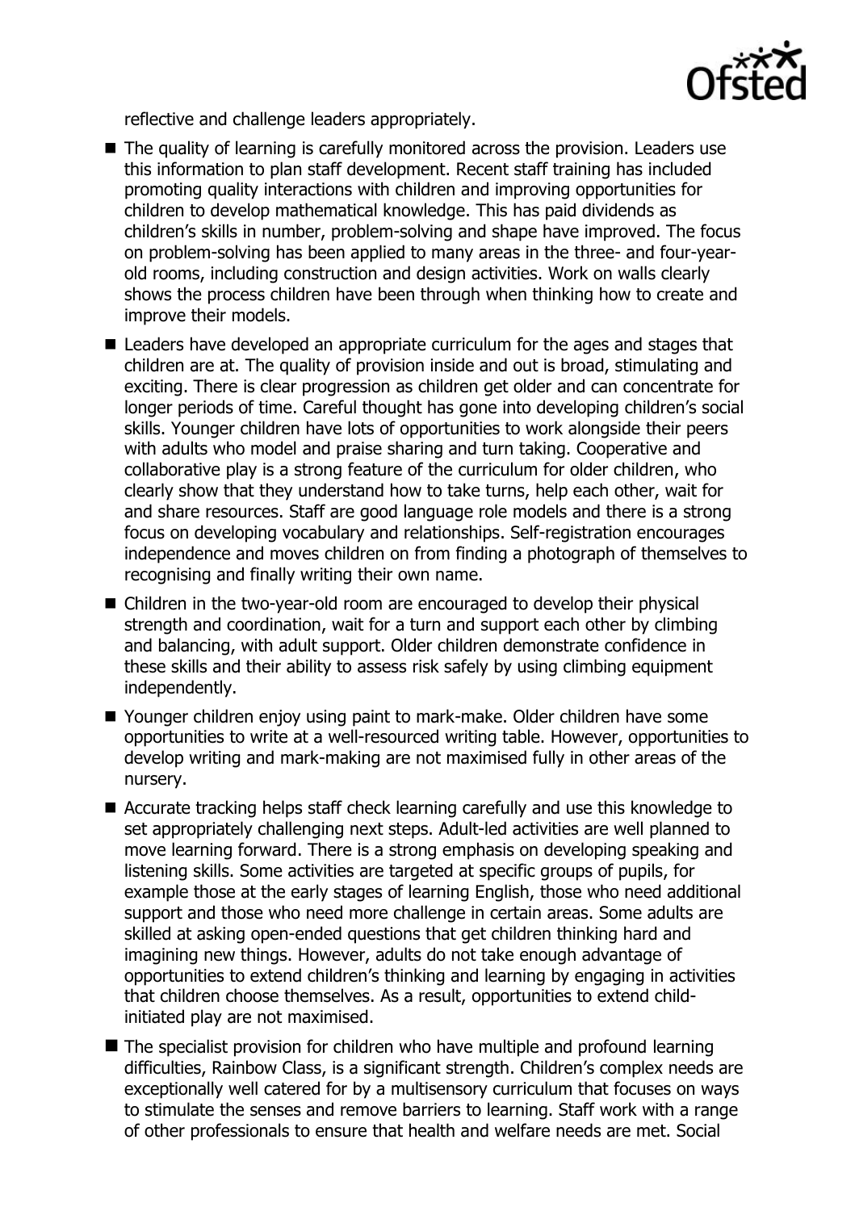reflective and challenge leaders appropriately.

- The quality of learning is carefully monitored across the provision. Leaders use this information to plan staff development. Recent staff training has included promoting quality interactions with children and improving opportunities for children to develop mathematical knowledge. This has paid dividends as children's skills in number, problem-solving and shape have improved. The focus on problem-solving has been applied to many areas in the three- and four-year-old rooms, including construction and design activities. Work on walls clearly shows the process children have been through when thinking how to create and improve their models.
- Leaders have developed an appropriate curriculum for the ages and stages that children are at. The quality of provision inside and out is broad, stimulating and exciting. There is clear progression as children get older and can concentrate for longer periods of time. Careful thought has gone into developing children's social skills. Younger children have lots of opportunities to work alongside their peers with adults who model and praise sharing and turn taking. Cooperative and collaborative play is a strong feature of the curriculum for older children, who clearly show that they understand how to take turns, help each other, wait for and share resources. Staff are good language role models and there is a strong focus on developing vocabulary and relationships. Self-registration encourages independence and moves children on from finding a photograph of themselves to recognising and finally writing their own name.
- Children in the two-year-old room are encouraged to develop their physical strength and coordination, wait for a turn and support each other by climbing and balancing, with adult support. Older children demonstrate confidence in these skills and their ability to assess risk safely by using climbing equipment independently.
- Younger children enjoy using paint to mark-make. Older children have some opportunities to write at a well-resourced writing table. However, opportunities to develop writing and mark-making are not maximised fully in other areas of the nursery.
- Accurate tracking helps staff check learning carefully and use this knowledge to set appropriately challenging next steps. Adult-led activities are well planned to move learning forward. There is a strong emphasis on developing speaking and listening skills. Some activities are targeted at specific groups of pupils, for example those at the early stages of learning English, those who need additional support and those who need more challenge in certain areas. Some adults are skilled at asking open-ended questions that get children thinking hard and imagining new things. However, adults do not take enough advantage of opportunities to extend children's thinking and learning by engaging in activities that children choose themselves. As a result, opportunities to extend child-initiated play are not maximised.
- The specialist provision for children who have multiple and profound learning difficulties, Rainbow Class, is a significant strength. Children's complex needs are exceptionally well catered for by a multisensory curriculum that focuses on ways to stimulate the senses and remove barriers to learning. Staff work with a range of other professionals to ensure that health and welfare needs are met. Social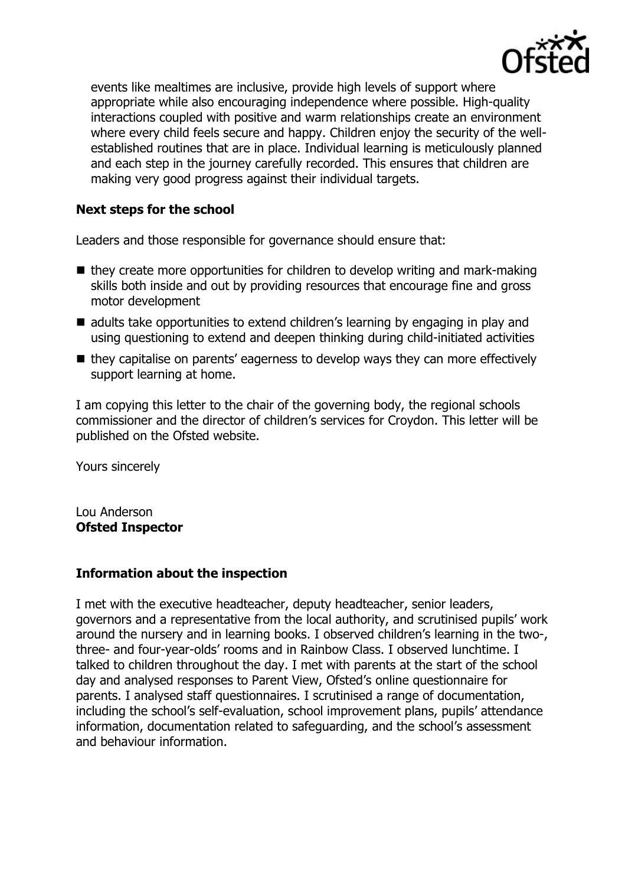events like mealtimes are inclusive, provide high levels of support where appropriate while also encouraging independence where possible. High-quality interactions coupled with positive and warm relationships create an environment where every child feels secure and happy. Children enjoy the security of the well-established routines that are in place. Individual learning is meticulously planned and each step in the journey carefully recorded. This ensures that children are making very good progress against their individual targets.

**Next steps for the school**

Leaders and those responsible for governance should ensure that:

- they create more opportunities for children to develop writing and mark-making skills both inside and out by providing resources that encourage fine and gross motor development
- adults take opportunities to extend children's learning by engaging in play and using questioning to extend and deepen thinking during child-initiated activities
- they capitalise on parents' eagerness to develop ways they can more effectively support learning at home.

I am copying this letter to the chair of the governing body, the regional schools commissioner and the director of children's services for Croydon. This letter will be published on the Ofsted website.

Yours sincerely

Lou Anderson
**Ofsted Inspector**

**Information about the inspection**

I met with the executive headteacher, deputy headteacher, senior leaders, governors and a representative from the local authority, and scrutinised pupils' work around the nursery and in learning books. I observed children's learning in the two-, three- and four-year-olds' rooms and in Rainbow Class. I observed lunchtime. I talked to children throughout the day. I met with parents at the start of the school day and analysed responses to Parent View, Ofsted's online questionnaire for parents. I analysed staff questionnaires. I scrutinised a range of documentation, including the school's self-evaluation, school improvement plans, pupils' attendance information, documentation related to safeguarding, and the school's assessment and behaviour information.